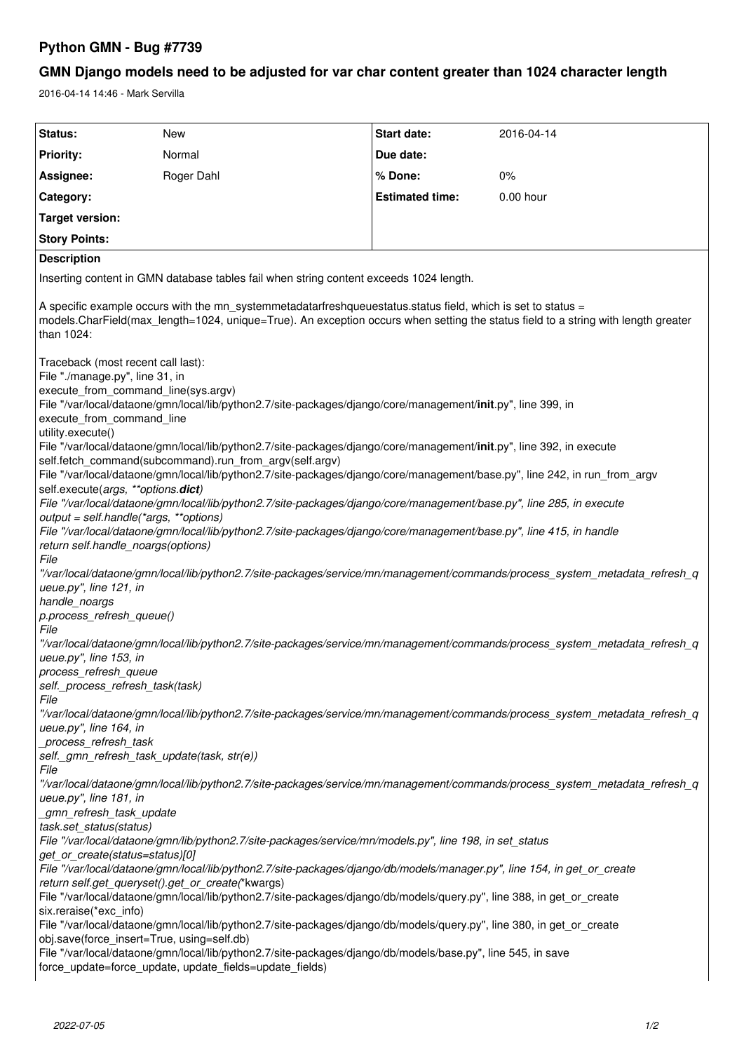# Python GMN - Bug #7739

## GMN Django models need to be adjusted for var char content greater than 1024 character length

2016-04-14 14:46 - Mark Servilla

| Status: | New | Start date: | 2016-04-14 |
|---|---|---|---|
| Priority: | Normal | Due date: | |
| Assignee: | Roger Dahl | % Done: | 0% |
| Category: | | Estimated time: | 0.00 hour |
| Target version: | | | |
| Story Points: | | | |

**Description**

Inserting content in GMN database tables fail when string content exceeds 1024 length.

A specific example occurs with the mn_systemmetadatarfreshqueuestatus.status field, which is set to status = models.CharField(max_length=1024, unique=True). An exception occurs when setting the status field to a string with length greater than 1024:

```
Traceback (most recent call last):
File "./manage.py", line 31, in
execute_from_command_line(sys.argv)
File "/var/local/dataone/gmn/local/lib/python2.7/site-packages/django/core/management/__init__.py", line 399, in
execute_from_command_line
utility.execute()
File "/var/local/dataone/gmn/local/lib/python2.7/site-packages/django/core/management/__init__.py", line 392, in execute
self.fetch_command(subcommand).run_from_argv(self.argv)
File "/var/local/dataone/gmn/local/lib/python2.7/site-packages/django/core/management/base.py", line 242, in run_from_argv
self.execute(*args, **options.__dict__)
File "/var/local/dataone/gmn/local/lib/python2.7/site-packages/django/core/management/base.py", line 285, in execute
output = self.handle(*args, **options)
File "/var/local/dataone/gmn/local/lib/python2.7/site-packages/django/core/management/base.py", line 415, in handle
return self.handle_noargs(options)
File
"/var/local/dataone/gmn/local/lib/python2.7/site-packages/service/mn/management/commands/process_system_metadata_refresh_q
ueue.py", line 121, in
handle_noargs
p.process_refresh_queue()
File
"/var/local/dataone/gmn/local/lib/python2.7/site-packages/service/mn/management/commands/process_system_metadata_refresh_q
ueue.py", line 153, in
process_refresh_queue
self._process_refresh_task(task)
File
"/var/local/dataone/gmn/local/lib/python2.7/site-packages/service/mn/management/commands/process_system_metadata_refresh_q
ueue.py", line 164, in
_process_refresh_task
self._gmn_refresh_task_update(task, str(e))
File
"/var/local/dataone/gmn/local/lib/python2.7/site-packages/service/mn/management/commands/process_system_metadata_refresh_q
ueue.py", line 181, in
_gmn_refresh_task_update
task.set_status(status)
File "/var/local/dataone/gmn/lib/python2.7/site-packages/service/mn/models.py", line 198, in set_status
get_or_create(status=status)[0]
File "/var/local/dataone/gmn/local/lib/python2.7/site-packages/django/db/models/manager.py", line 154, in get_or_create
return self.get_queryset().get_or_create(**kwargs)
File "/var/local/dataone/gmn/local/lib/python2.7/site-packages/django/db/models/query.py", line 388, in get_or_create
six.reraise(*exc_info)
File "/var/local/dataone/gmn/local/lib/python2.7/site-packages/django/db/models/query.py", line 380, in get_or_create
obj.save(force_insert=True, using=self.db)
File "/var/local/dataone/gmn/local/lib/python2.7/site-packages/django/db/models/base.py", line 545, in save
force_update=force_update, update_fields=update_fields)
```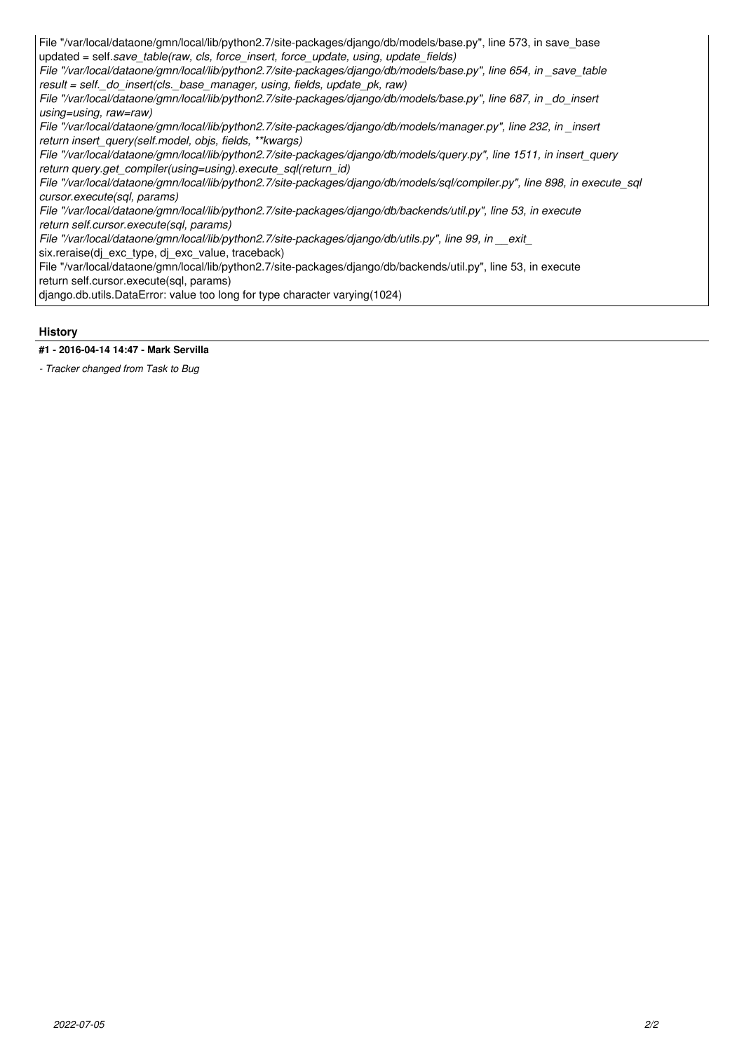```
File "/var/local/dataone/gmn/local/lib/python2.7/site-packages/django/db/models/base.py", line 573, in save_base
updated = self._save_table(raw, cls, force_insert, force_update, using, update_fields)
File "/var/local/dataone/gmn/local/lib/python2.7/site-packages/django/db/models/base.py", line 654, in _save_table
result = self._do_insert(cls._base_manager, using, fields, update_pk, raw)
File "/var/local/dataone/gmn/local/lib/python2.7/site-packages/django/db/models/base.py", line 687, in _do_insert
using=using, raw=raw)
File "/var/local/dataone/gmn/local/lib/python2.7/site-packages/django/db/models/manager.py", line 232, in _insert
return insert_query(self.model, objs, fields, **kwargs)
File "/var/local/dataone/gmn/local/lib/python2.7/site-packages/django/db/models/query.py", line 1511, in insert_query
return query.get_compiler(using=using).execute_sql(return_id)
File "/var/local/dataone/gmn/local/lib/python2.7/site-packages/django/db/models/sql/compiler.py", line 898, in execute_sql
cursor.execute(sql, params)
File "/var/local/dataone/gmn/local/lib/python2.7/site-packages/django/db/backends/util.py", line 53, in execute
return self.cursor.execute(sql, params)
File "/var/local/dataone/gmn/local/lib/python2.7/site-packages/django/db/utils.py", line 99, in __exit__
six.reraise(dj_exc_type, dj_exc_value, traceback)
File "/var/local/dataone/gmn/local/lib/python2.7/site-packages/django/db/backends/util.py", line 53, in execute
return self.cursor.execute(sql, params)
django.db.utils.DataError: value too long for type character varying(1024)
```

## History

### #1 - 2016-04-14 14:47 - Mark Servilla

- *Tracker changed from Task to Bug*